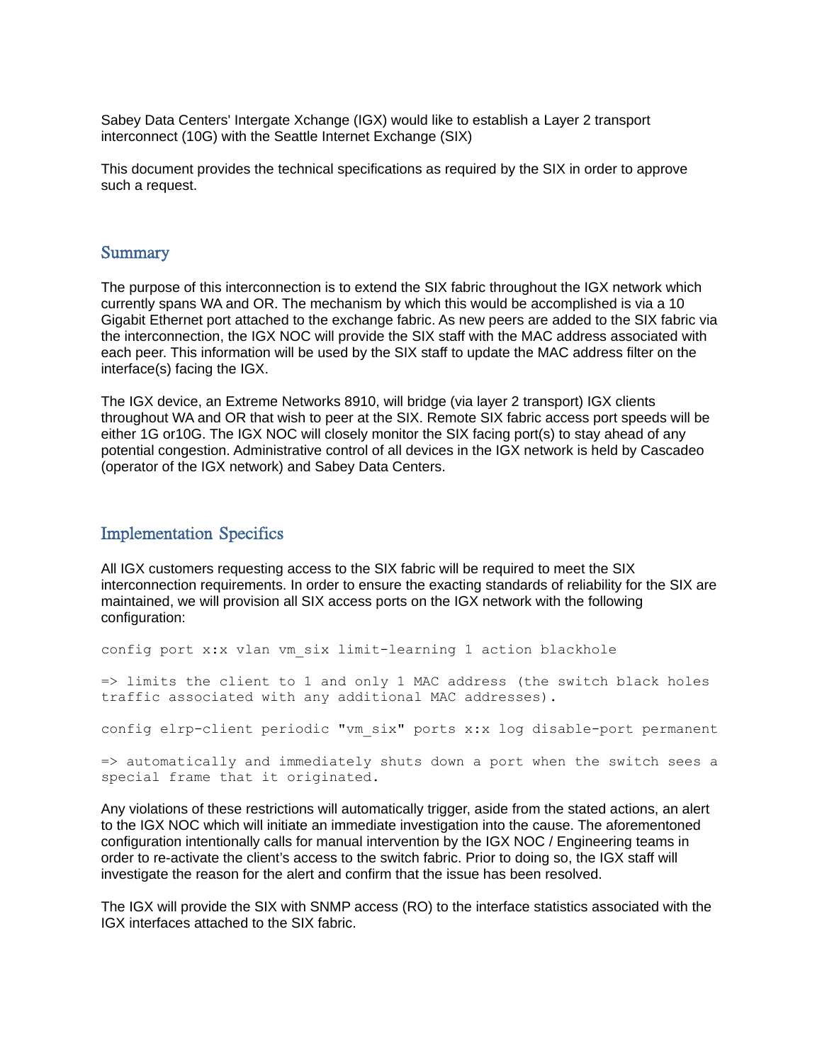Sabey Data Centers' Intergate Xchange (IGX) would like to establish a Layer 2 transport interconnect (10G) with the Seattle Internet Exchange (SIX)

This document provides the technical specifications as required by the SIX in order to approve such a request.

## Summary

The purpose of this interconnection is to extend the SIX fabric throughout the IGX network which currently spans WA and OR. The mechanism by which this would be accomplished is via a 10 Gigabit Ethernet port attached to the exchange fabric. As new peers are added to the SIX fabric via the interconnection, the IGX NOC will provide the SIX staff with the MAC address associated with each peer. This information will be used by the SIX staff to update the MAC address filter on the interface(s) facing the IGX.

The IGX device, an Extreme Networks 8910, will bridge (via layer 2 transport) IGX clients throughout WA and OR that wish to peer at the SIX. Remote SIX fabric access port speeds will be either 1G or10G. The IGX NOC will closely monitor the SIX facing port(s) to stay ahead of any potential congestion. Administrative control of all devices in the IGX network is held by Cascadeo (operator of the IGX network) and Sabey Data Centers.

## Implementation Specifics

All IGX customers requesting access to the SIX fabric will be required to meet the SIX interconnection requirements. In order to ensure the exacting standards of reliability for the SIX are maintained, we will provision all SIX access ports on the IGX network with the following configuration:

```
config port x:x vlan vm_six limit-learning 1 action blackhole
```

```
=> limits the client to 1 and only 1 MAC address (the switch black holes
traffic associated with any additional MAC addresses).
```

```
config elrp-client periodic "vm_six" ports x:x log disable-port permanent
```

```
=> automatically and immediately shuts down a port when the switch sees a
special frame that it originated.
```

Any violations of these restrictions will automatically trigger, aside from the stated actions, an alert to the IGX NOC which will initiate an immediate investigation into the cause. The aforementoned configuration intentionally calls for manual intervention by the IGX NOC / Engineering teams in order to re-activate the client's access to the switch fabric. Prior to doing so, the IGX staff will investigate the reason for the alert and confirm that the issue has been resolved.

The IGX will provide the SIX with SNMP access (RO) to the interface statistics associated with the IGX interfaces attached to the SIX fabric.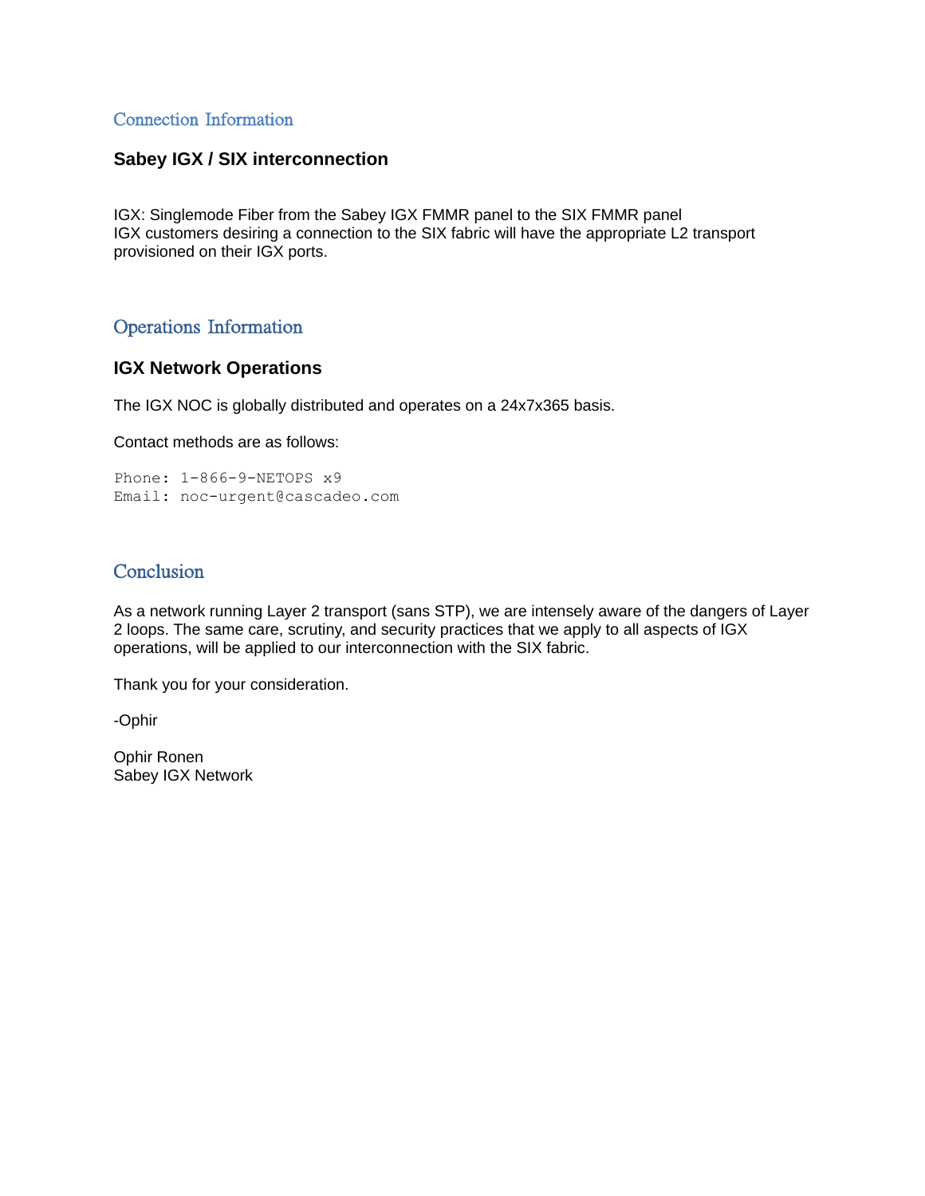## Connection Information

### Sabey IGX / SIX interconnection

IGX: Singlemode Fiber from the Sabey IGX FMMR panel to the SIX FMMR panel
IGX customers desiring a connection to the SIX fabric will have the appropriate L2 transport provisioned on their IGX ports.

## Operations Information

### IGX Network Operations

The IGX NOC is globally distributed and operates on a 24x7x365 basis.

Contact methods are as follows:

```
Phone: 1-866-9-NETOPS x9
Email: noc-urgent@cascadeo.com
```

## Conclusion

As a network running Layer 2 transport (sans STP), we are intensely aware of the dangers of Layer 2 loops. The same care, scrutiny, and security practices that we apply to all aspects of IGX operations, will be applied to our interconnection with the SIX fabric.

Thank you for your consideration.

-Ophir

Ophir Ronen
Sabey IGX Network